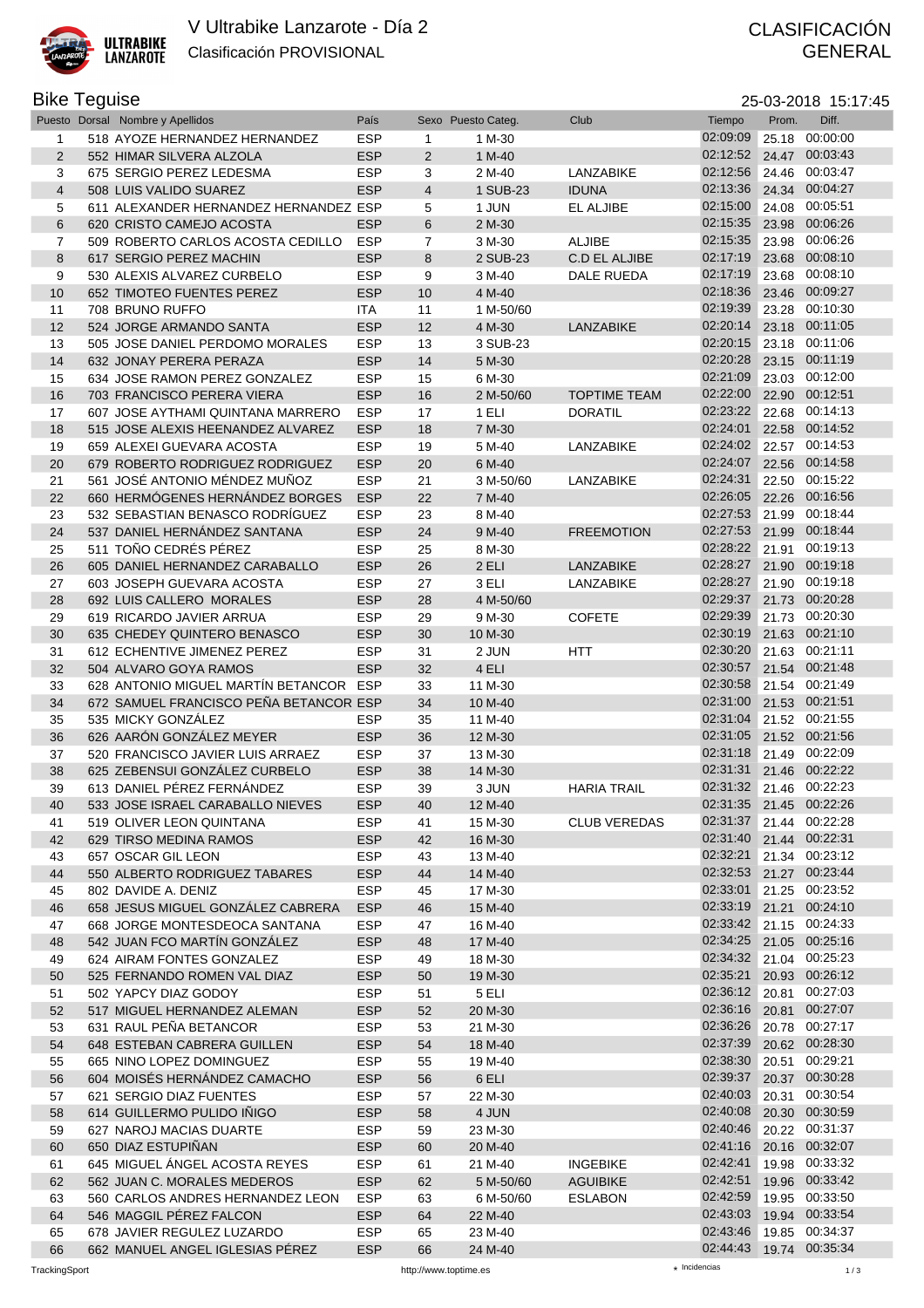# V Ultrabike Lanzarote - Día 2

Clasificación PROVISIONAL

CLASIFICACIÓN GENERAL

## Bike Teguise

25-03-2018 15:17:45

| Puesto | Dorsal | Nombre y Apellidos | País | Sexo | Puesto Categ. | Club | Tiempo | Prom. | Diff. |
|---|---|---|---|---|---|---|---|---|---|
| 1 | 518 | AYOZE HERNANDEZ HERNANDEZ | ESP | 1 | 1 M-30 | | 02:09:09 | 25.18 | 00:00:00 |
| 2 | 552 | HIMAR SILVERA ALZOLA | ESP | 2 | 1 M-40 | | 02:12:52 | 24.47 | 00:03:43 |
| 3 | 675 | SERGIO PEREZ LEDESMA | ESP | 3 | 2 M-40 | LANZABIKE | 02:12:56 | 24.46 | 00:03:47 |
| 4 | 508 | LUIS VALIDO SUAREZ | ESP | 4 | 1 SUB-23 | IDUNA | 02:13:36 | 24.34 | 00:04:27 |
| 5 | 611 | ALEXANDER HERNANDEZ HERNANDEZ | ESP | 5 | 1 JUN | EL ALJIBE | 02:15:00 | 24.08 | 00:05:51 |
| 6 | 620 | CRISTO CAMEJO ACOSTA | ESP | 6 | 2 M-30 | | 02:15:35 | 23.98 | 00:06:26 |
| 7 | 509 | ROBERTO CARLOS ACOSTA CEDILLO | ESP | 7 | 3 M-30 | ALJIBE | 02:15:35 | 23.98 | 00:06:26 |
| 8 | 617 | SERGIO PEREZ MACHIN | ESP | 8 | 2 SUB-23 | C.D EL ALJIBE | 02:17:19 | 23.68 | 00:08:10 |
| 9 | 530 | ALEXIS ALVAREZ CURBELO | ESP | 9 | 3 M-40 | DALE RUEDA | 02:17:19 | 23.68 | 00:08:10 |
| 10 | 652 | TIMOTEO FUENTES PEREZ | ESP | 10 | 4 M-40 | | 02:18:36 | 23.46 | 00:09:27 |
| 11 | 708 | BRUNO RUFFO | ITA | 11 | 1 M-50/60 | | 02:19:39 | 23.28 | 00:10:30 |
| 12 | 524 | JORGE ARMANDO SANTA | ESP | 12 | 4 M-30 | LANZABIKE | 02:20:14 | 23.18 | 00:11:05 |
| 13 | 505 | JOSE DANIEL PERDOMO MORALES | ESP | 13 | 3 SUB-23 | | 02:20:15 | 23.18 | 00:11:06 |
| 14 | 632 | JONAY PERERA PERAZA | ESP | 14 | 5 M-30 | | 02:20:28 | 23.15 | 00:11:19 |
| 15 | 634 | JOSE RAMON PEREZ GONZALEZ | ESP | 15 | 6 M-30 | | 02:21:09 | 23.03 | 00:12:00 |
| 16 | 703 | FRANCISCO PERERA VIERA | ESP | 16 | 2 M-50/60 | TOPTIME TEAM | 02:22:00 | 22.90 | 00:12:51 |
| 17 | 607 | JOSE AYTHAMI QUINTANA MARRERO | ESP | 17 | 1 ELI | DORATIL | 02:23:22 | 22.68 | 00:14:13 |
| 18 | 515 | JOSE ALEXIS HEENANDEZ ALVAREZ | ESP | 18 | 7 M-30 | | 02:24:01 | 22.58 | 00:14:52 |
| 19 | 659 | ALEXEI GUEVARA ACOSTA | ESP | 19 | 5 M-40 | LANZABIKE | 02:24:02 | 22.57 | 00:14:53 |
| 20 | 679 | ROBERTO RODRIGUEZ RODRIGUEZ | ESP | 20 | 6 M-40 | | 02:24:07 | 22.56 | 00:14:58 |
| 21 | 561 | JOSÉ ANTONIO MÉNDEZ MUÑOZ | ESP | 21 | 3 M-50/60 | LANZABIKE | 02:24:31 | 22.50 | 00:15:22 |
| 22 | 660 | HERMÓGENES HERNÁNDEZ BORGES | ESP | 22 | 7 M-40 | | 02:26:05 | 22.26 | 00:16:56 |
| 23 | 532 | SEBASTIAN BENASCO RODRÍGUEZ | ESP | 23 | 8 M-40 | | 02:27:53 | 21.99 | 00:18:44 |
| 24 | 537 | DANIEL HERNÁNDEZ SANTANA | ESP | 24 | 9 M-40 | FREEMOTION | 02:27:53 | 21.99 | 00:18:44 |
| 25 | 511 | TOÑO CEDRÉS PÉREZ | ESP | 25 | 8 M-30 | | 02:28:22 | 21.91 | 00:19:13 |
| 26 | 605 | DANIEL HERNANDEZ CARABALLO | ESP | 26 | 2 ELI | LANZABIKE | 02:28:27 | 21.90 | 00:19:18 |
| 27 | 603 | JOSEPH GUEVARA ACOSTA | ESP | 27 | 3 ELI | LANZABIKE | 02:28:27 | 21.90 | 00:19:18 |
| 28 | 692 | LUIS CALLERO MORALES | ESP | 28 | 4 M-50/60 | | 02:29:37 | 21.73 | 00:20:28 |
| 29 | 619 | RICARDO JAVIER ARRUA | ESP | 29 | 9 M-30 | COFETE | 02:29:39 | 21.73 | 00:20:30 |
| 30 | 635 | CHEDEY QUINTERO BENASCO | ESP | 30 | 10 M-30 | | 02:30:19 | 21.63 | 00:21:10 |
| 31 | 612 | ECHENTIVE JIMENEZ PEREZ | ESP | 31 | 2 JUN | HTT | 02:30:20 | 21.63 | 00:21:11 |
| 32 | 504 | ALVARO GOYA RAMOS | ESP | 32 | 4 ELI | | 02:30:57 | 21.54 | 00:21:48 |
| 33 | 628 | ANTONIO MIGUEL MARTÍN BETANCOR | ESP | 33 | 11 M-30 | | 02:30:58 | 21.54 | 00:21:49 |
| 34 | 672 | SAMUEL FRANCISCO PEÑA BETANCOR | ESP | 34 | 10 M-40 | | 02:31:00 | 21.53 | 00:21:51 |
| 35 | 535 | MICKY GONZÁLEZ | ESP | 35 | 11 M-40 | | 02:31:04 | 21.52 | 00:21:55 |
| 36 | 626 | AARÓN GONZÁLEZ MEYER | ESP | 36 | 12 M-30 | | 02:31:05 | 21.52 | 00:21:56 |
| 37 | 520 | FRANCISCO JAVIER LUIS ARRAEZ | ESP | 37 | 13 M-30 | | 02:31:18 | 21.49 | 00:22:09 |
| 38 | 625 | ZEBENSUI GONZÁLEZ CURBELO | ESP | 38 | 14 M-30 | | 02:31:31 | 21.46 | 00:22:22 |
| 39 | 613 | DANIEL PÉREZ FERNÁNDEZ | ESP | 39 | 3 JUN | HARIA TRAIL | 02:31:32 | 21.46 | 00:22:23 |
| 40 | 533 | JOSE ISRAEL CARABALLO NIEVES | ESP | 40 | 12 M-40 | | 02:31:35 | 21.45 | 00:22:26 |
| 41 | 519 | OLIVER LEON QUINTANA | ESP | 41 | 15 M-30 | CLUB VEREDAS | 02:31:37 | 21.44 | 00:22:28 |
| 42 | 629 | TIRSO MEDINA RAMOS | ESP | 42 | 16 M-30 | | 02:31:40 | 21.44 | 00:22:31 |
| 43 | 657 | OSCAR GIL LEON | ESP | 43 | 13 M-40 | | 02:32:21 | 21.34 | 00:23:12 |
| 44 | 550 | ALBERTO RODRIGUEZ TABARES | ESP | 44 | 14 M-40 | | 02:32:53 | 21.27 | 00:23:44 |
| 45 | 802 | DAVIDE A. DENIZ | ESP | 45 | 17 M-30 | | 02:33:01 | 21.25 | 00:23:52 |
| 46 | 658 | JESUS MIGUEL GONZÁLEZ CABRERA | ESP | 46 | 15 M-40 | | 02:33:19 | 21.21 | 00:24:10 |
| 47 | 668 | JORGE MONTESDEOCA SANTANA | ESP | 47 | 16 M-40 | | 02:33:42 | 21.15 | 00:24:33 |
| 48 | 542 | JUAN FCO MARTÍN GONZÁLEZ | ESP | 48 | 17 M-40 | | 02:34:25 | 21.05 | 00:25:16 |
| 49 | 624 | AIRAM FONTES GONZALEZ | ESP | 49 | 18 M-30 | | 02:34:32 | 21.04 | 00:25:23 |
| 50 | 525 | FERNANDO ROMEN VAL DIAZ | ESP | 50 | 19 M-30 | | 02:35:21 | 20.93 | 00:26:12 |
| 51 | 502 | YAPCY DIAZ GODOY | ESP | 51 | 5 ELI | | 02:36:12 | 20.81 | 00:27:03 |
| 52 | 517 | MIGUEL HERNANDEZ ALEMAN | ESP | 52 | 20 M-30 | | 02:36:16 | 20.81 | 00:27:07 |
| 53 | 631 | RAUL PEÑA BETANCOR | ESP | 53 | 21 M-30 | | 02:36:26 | 20.78 | 00:27:17 |
| 54 | 648 | ESTEBAN CABRERA GUILLEN | ESP | 54 | 18 M-40 | | 02:37:39 | 20.62 | 00:28:30 |
| 55 | 665 | NINO LOPEZ DOMINGUEZ | ESP | 55 | 19 M-40 | | 02:38:30 | 20.51 | 00:29:21 |
| 56 | 604 | MOISÉS HERNÁNDEZ CAMACHO | ESP | 56 | 6 ELI | | 02:39:37 | 20.37 | 00:30:28 |
| 57 | 621 | SERGIO DIAZ FUENTES | ESP | 57 | 22 M-30 | | 02:40:03 | 20.31 | 00:30:54 |
| 58 | 614 | GUILLERMO PULIDO IÑIGO | ESP | 58 | 4 JUN | | 02:40:08 | 20.30 | 00:30:59 |
| 59 | 627 | NAROJ MACIAS DUARTE | ESP | 59 | 23 M-30 | | 02:40:46 | 20.22 | 00:31:37 |
| 60 | 650 | DIAZ ESTUPIÑAN | ESP | 60 | 20 M-40 | | 02:41:16 | 20.16 | 00:32:07 |
| 61 | 645 | MIGUEL ÁNGEL ACOSTA REYES | ESP | 61 | 21 M-40 | INGEBIKE | 02:42:41 | 19.98 | 00:33:32 |
| 62 | 562 | JUAN C. MORALES MEDEROS | ESP | 62 | 5 M-50/60 | AGUIBIKE | 02:42:51 | 19.96 | 00:33:42 |
| 63 | 560 | CARLOS ANDRES HERNANDEZ LEON | ESP | 63 | 6 M-50/60 | ESLABON | 02:42:59 | 19.95 | 00:33:50 |
| 64 | 546 | MAGGIL PÉREZ FALCON | ESP | 64 | 22 M-40 | | 02:43:03 | 19.94 | 00:33:54 |
| 65 | 678 | JAVIER REGULEZ LUZARDO | ESP | 65 | 23 M-40 | | 02:43:46 | 19.85 | 00:34:37 |
| 66 | 662 | MANUEL ANGEL IGLESIAS PÉREZ | ESP | 66 | 24 M-40 | | 02:44:43 | 19.74 | 00:35:34 |

TrackingSport — http://www.toptime.es — ⋆ Incidencias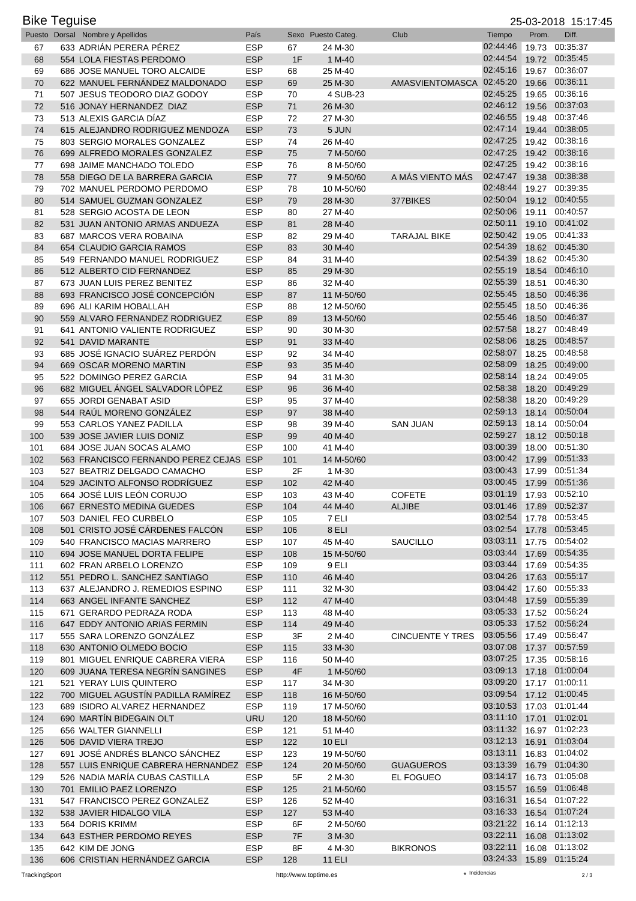# Bike Teguise

25-03-2018 15:17:45

| Puesto | Dorsal | Nombre y Apellidos | País | Sexo | Puesto Categ. | Club | Tiempo | Prom. | Diff. |
|---|---|---|---|---|---|---|---|---|---|
| 67 | 633 | ADRIÁN PERERA PÉREZ | ESP | 67 | 24 M-30 | | 02:44:46 | 19.73 | 00:35:37 |
| 68 | 554 | LOLA FIESTAS PERDOMO | ESP | 1F | 1 M-40 | | 02:44:54 | 19.72 | 00:35:45 |
| 69 | 686 | JOSE MANUEL TORO ALCAIDE | ESP | 68 | 25 M-40 | | 02:45:16 | 19.67 | 00:36:07 |
| 70 | 622 | MANUEL FERNÁNDEZ MALDONADO | ESP | 69 | 25 M-30 | AMASVIENTOMASCA | 02:45:20 | 19.66 | 00:36:11 |
| 71 | 507 | JESUS TEODORO DIAZ GODOY | ESP | 70 | 4 SUB-23 | | 02:45:25 | 19.65 | 00:36:16 |
| 72 | 516 | JONAY HERNANDEZ DIAZ | ESP | 71 | 26 M-30 | | 02:46:12 | 19.56 | 00:37:03 |
| 73 | 513 | ALEXIS GARCIA DÍAZ | ESP | 72 | 27 M-30 | | 02:46:55 | 19.48 | 00:37:46 |
| 74 | 615 | ALEJANDRO RODRIGUEZ MENDOZA | ESP | 73 | 5 JUN | | 02:47:14 | 19.44 | 00:38:05 |
| 75 | 803 | SERGIO MORALES GONZALEZ | ESP | 74 | 26 M-40 | | 02:47:25 | 19.42 | 00:38:16 |
| 76 | 699 | ALFREDO MORALES GONZALEZ | ESP | 75 | 7 M-50/60 | | 02:47:25 | 19.42 | 00:38:16 |
| 77 | 698 | JAIME MANCHADO TOLEDO | ESP | 76 | 8 M-50/60 | | 02:47:25 | 19.42 | 00:38:16 |
| 78 | 558 | DIEGO DE LA BARRERA GARCIA | ESP | 77 | 9 M-50/60 | A MÁS VIENTO MÁS | 02:47:47 | 19.38 | 00:38:38 |
| 79 | 702 | MANUEL PERDOMO PERDOMO | ESP | 78 | 10 M-50/60 | | 02:48:44 | 19.27 | 00:39:35 |
| 80 | 514 | SAMUEL GUZMAN GONZALEZ | ESP | 79 | 28 M-30 | 377BIKES | 02:50:04 | 19.12 | 00:40:55 |
| 81 | 528 | SERGIO ACOSTA DE LEON | ESP | 80 | 27 M-40 | | 02:50:06 | 19.11 | 00:40:57 |
| 82 | 531 | JUAN ANTONIO ARMAS ANDUEZA | ESP | 81 | 28 M-40 | | 02:50:11 | 19.10 | 00:41:02 |
| 83 | 687 | MARCOS VERA ROBAINA | ESP | 82 | 29 M-40 | TARAJAL BIKE | 02:50:42 | 19.05 | 00:41:33 |
| 84 | 654 | CLAUDIO GARCIA RAMOS | ESP | 83 | 30 M-40 | | 02:54:39 | 18.62 | 00:45:30 |
| 85 | 549 | FERNANDO MANUEL RODRIGUEZ | ESP | 84 | 31 M-40 | | 02:54:39 | 18.62 | 00:45:30 |
| 86 | 512 | ALBERTO CID FERNANDEZ | ESP | 85 | 29 M-30 | | 02:55:19 | 18.54 | 00:46:10 |
| 87 | 673 | JUAN LUIS PEREZ BENITEZ | ESP | 86 | 32 M-40 | | 02:55:39 | 18.51 | 00:46:30 |
| 88 | 693 | FRANCISCO JOSÉ CONCEPCIÓN | ESP | 87 | 11 M-50/60 | | 02:55:45 | 18.50 | 00:46:36 |
| 89 | 696 | ALI KARIM HOBALLAH | ESP | 88 | 12 M-50/60 | | 02:55:45 | 18.50 | 00:46:36 |
| 90 | 559 | ALVARO FERNANDEZ RODRIGUEZ | ESP | 89 | 13 M-50/60 | | 02:55:46 | 18.50 | 00:46:37 |
| 91 | 641 | ANTONIO VALIENTE RODRIGUEZ | ESP | 90 | 30 M-30 | | 02:57:58 | 18.27 | 00:48:49 |
| 92 | 541 | DAVID MARANTE | ESP | 91 | 33 M-40 | | 02:58:06 | 18.25 | 00:48:57 |
| 93 | 685 | JOSÉ IGNACIO SUÁREZ PERDÓN | ESP | 92 | 34 M-40 | | 02:58:07 | 18.25 | 00:48:58 |
| 94 | 669 | OSCAR MORENO MARTIN | ESP | 93 | 35 M-40 | | 02:58:09 | 18.25 | 00:49:00 |
| 95 | 522 | DOMINGO PEREZ GARCIA | ESP | 94 | 31 M-30 | | 02:58:14 | 18.24 | 00:49:05 |
| 96 | 682 | MIGUEL ÁNGEL SALVADOR LÓPEZ | ESP | 96 | 36 M-40 | | 02:58:38 | 18.20 | 00:49:29 |
| 97 | 655 | JORDI GENABAT ASID | ESP | 95 | 37 M-40 | | 02:58:38 | 18.20 | 00:49:29 |
| 98 | 544 | RAÚL MORENO GONZÁLEZ | ESP | 97 | 38 M-40 | | 02:59:13 | 18.14 | 00:50:04 |
| 99 | 553 | CARLOS YANEZ PADILLA | ESP | 98 | 39 M-40 | SAN JUAN | 02:59:13 | 18.14 | 00:50:04 |
| 100 | 539 | JOSE JAVIER LUIS DONIZ | ESP | 99 | 40 M-40 | | 02:59:27 | 18.12 | 00:50:18 |
| 101 | 684 | JOSE JUAN SOCAS ALAMO | ESP | 100 | 41 M-40 | | 03:00:39 | 18.00 | 00:51:30 |
| 102 | 563 | FRANCISCO FERNANDO PEREZ CEJAS | ESP | 101 | 14 M-50/60 | | 03:00:42 | 17.99 | 00:51:33 |
| 103 | 527 | BEATRIZ DELGADO CAMACHO | ESP | 2F | 1 M-30 | | 03:00:43 | 17.99 | 00:51:34 |
| 104 | 529 | JACINTO ALFONSO RODRÍGUEZ | ESP | 102 | 42 M-40 | | 03:00:45 | 17.99 | 00:51:36 |
| 105 | 664 | JOSÉ LUIS LEÓN CORUJO | ESP | 103 | 43 M-40 | COFETE | 03:01:19 | 17.93 | 00:52:10 |
| 106 | 667 | ERNESTO MEDINA GUEDES | ESP | 104 | 44 M-40 | ALJIBE | 03:01:46 | 17.89 | 00:52:37 |
| 107 | 503 | DANIEL FEO CURBELO | ESP | 105 | 7 ELI | | 03:02:54 | 17.78 | 00:53:45 |
| 108 | 501 | CRISTO JOSÉ CÁRDENES FALCÓN | ESP | 106 | 8 ELI | | 03:02:54 | 17.78 | 00:53:45 |
| 109 | 540 | FRANCISCO MACIAS MARRERO | ESP | 107 | 45 M-40 | SAUCILLO | 03:03:11 | 17.75 | 00:54:02 |
| 110 | 694 | JOSE MANUEL DORTA FELIPE | ESP | 108 | 15 M-50/60 | | 03:03:44 | 17.69 | 00:54:35 |
| 111 | 602 | FRAN ARBELO LORENZO | ESP | 109 | 9 ELI | | 03:03:44 | 17.69 | 00:54:35 |
| 112 | 551 | PEDRO L. SANCHEZ SANTIAGO | ESP | 110 | 46 M-40 | | 03:04:26 | 17.63 | 00:55:17 |
| 113 | 637 | ALEJANDRO J. REMEDIOS ESPINO | ESP | 111 | 32 M-30 | | 03:04:42 | 17.60 | 00:55:33 |
| 114 | 663 | ANGEL INFANTE SANCHEZ | ESP | 112 | 47 M-40 | | 03:04:48 | 17.59 | 00:55:39 |
| 115 | 671 | GERARDO PEDRAZA RODA | ESP | 113 | 48 M-40 | | 03:05:33 | 17.52 | 00:56:24 |
| 116 | 647 | EDDY ANTONIO ARIAS FERMIN | ESP | 114 | 49 M-40 | | 03:05:33 | 17.52 | 00:56:24 |
| 117 | 555 | SARA LORENZO GONZÁLEZ | ESP | 3F | 2 M-40 | CINCUENTE Y TRES | 03:05:56 | 17.49 | 00:56:47 |
| 118 | 630 | ANTONIO OLMEDO BOCIO | ESP | 115 | 33 M-30 | | 03:07:08 | 17.37 | 00:57:59 |
| 119 | 801 | MIGUEL ENRIQUE CABRERA VIERA | ESP | 116 | 50 M-40 | | 03:07:25 | 17.35 | 00:58:16 |
| 120 | 609 | JUANA TERESA NEGRÍN SANGINES | ESP | 4F | 1 M-50/60 | | 03:09:13 | 17.18 | 01:00:04 |
| 121 | 521 | YERAY LUIS QUINTERO | ESP | 117 | 34 M-30 | | 03:09:20 | 17.17 | 01:00:11 |
| 122 | 700 | MIGUEL AGUSTÍN PADILLA RAMÍREZ | ESP | 118 | 16 M-50/60 | | 03:09:54 | 17.12 | 01:00:45 |
| 123 | 689 | ISIDRO ALVAREZ HERNANDEZ | ESP | 119 | 17 M-50/60 | | 03:10:53 | 17.03 | 01:01:44 |
| 124 | 690 | MARTÍN BIDEGAIN OLT | URU | 120 | 18 M-50/60 | | 03:11:10 | 17.01 | 01:02:01 |
| 125 | 656 | WALTER GIANNELLI | ESP | 121 | 51 M-40 | | 03:11:32 | 16.97 | 01:02:23 |
| 126 | 506 | DAVID VIERA TREJO | ESP | 122 | 10 ELI | | 03:12:13 | 16.91 | 01:03:04 |
| 127 | 691 | JOSÉ ANDRÉS BLANCO SÁNCHEZ | ESP | 123 | 19 M-50/60 | | 03:13:11 | 16.83 | 01:04:02 |
| 128 | 557 | LUIS ENRIQUE CABRERA HERNANDEZ | ESP | 124 | 20 M-50/60 | GUAGUEROS | 03:13:39 | 16.79 | 01:04:30 |
| 129 | 526 | NADIA MARÍA CUBAS CASTILLA | ESP | 5F | 2 M-30 | EL FOGUEO | 03:14:17 | 16.73 | 01:05:08 |
| 130 | 701 | EMILIO PAEZ LORENZO | ESP | 125 | 21 M-50/60 | | 03:15:57 | 16.59 | 01:06:48 |
| 131 | 547 | FRANCISCO PEREZ GONZALEZ | ESP | 126 | 52 M-40 | | 03:16:31 | 16.54 | 01:07:22 |
| 132 | 538 | JAVIER HIDALGO VILA | ESP | 127 | 53 M-40 | | 03:16:33 | 16.54 | 01:07:24 |
| 133 | 564 | DORIS KRIMM | ESP | 6F | 2 M-50/60 | | 03:21:22 | 16.14 | 01:12:13 |
| 134 | 643 | ESTHER PERDOMO REYES | ESP | 7F | 3 M-30 | | 03:22:11 | 16.08 | 01:13:02 |
| 135 | 642 | KIM DE JONG | ESP | 8F | 4 M-30 | BIKRONOS | 03:22:11 | 16.08 | 01:13:02 |
| 136 | 606 | CRISTIAN HERNÁNDEZ GARCIA | ESP | 128 | 11 ELI | | 03:24:33 | 15.89 | 01:15:24 |

TrackingSport http://www.toptime.es * Incidencias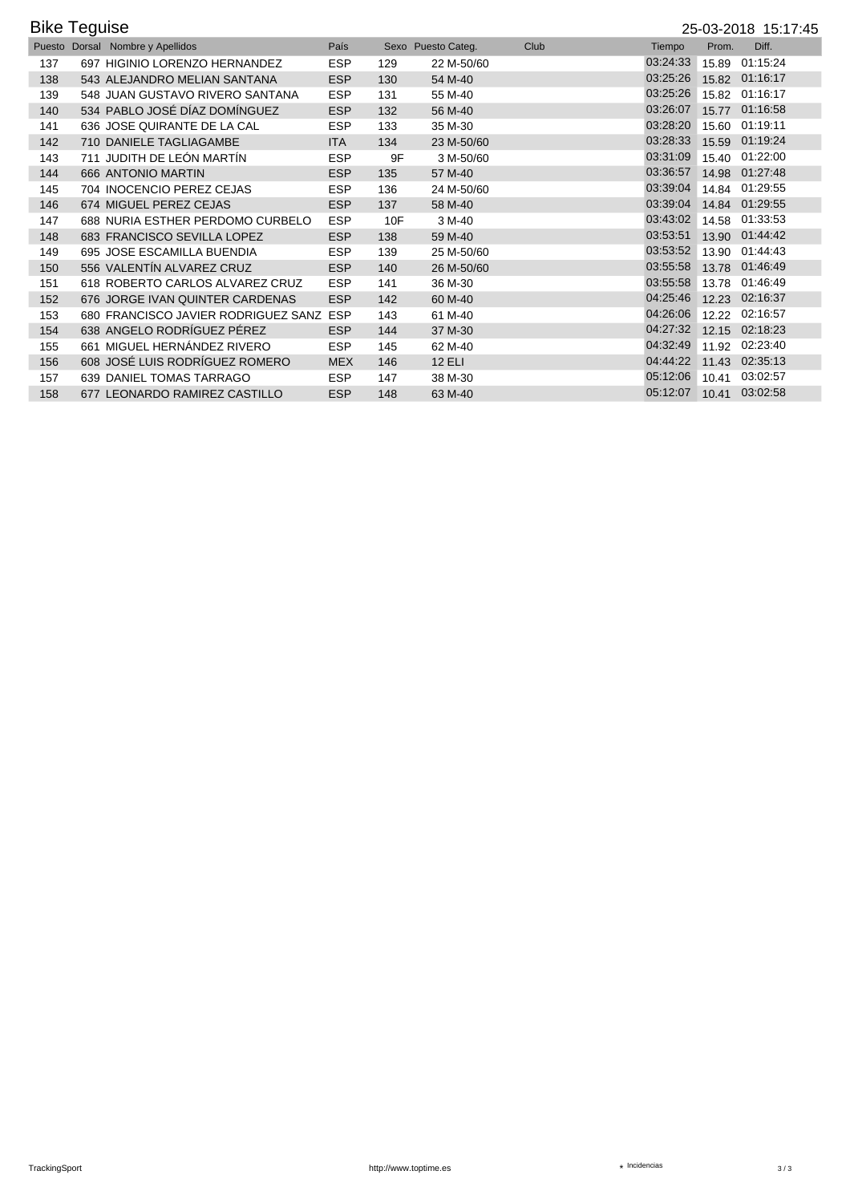# Bike Teguise

25-03-2018 15:17:45

| Puesto | Dorsal | Nombre y Apellidos | País | Sexo | Puesto Categ. | Club | Tiempo | Prom. | Diff. |
|---|---|---|---|---|---|---|---|---|---|
| 137 | 697 | HIGINIO LORENZO HERNANDEZ | ESP | 129 | 22 M-50/60 | | 03:24:33 | 15.89 | 01:15:24 |
| 138 | 543 | ALEJANDRO MELIAN SANTANA | ESP | 130 | 54 M-40 | | 03:25:26 | 15.82 | 01:16:17 |
| 139 | 548 | JUAN GUSTAVO RIVERO SANTANA | ESP | 131 | 55 M-40 | | 03:25:26 | 15.82 | 01:16:17 |
| 140 | 534 | PABLO JOSÉ DÍAZ DOMÍNGUEZ | ESP | 132 | 56 M-40 | | 03:26:07 | 15.77 | 01:16:58 |
| 141 | 636 | JOSE QUIRANTE DE LA CAL | ESP | 133 | 35 M-30 | | 03:28:20 | 15.60 | 01:19:11 |
| 142 | 710 | DANIELE TAGLIAGAMBE | ITA | 134 | 23 M-50/60 | | 03:28:33 | 15.59 | 01:19:24 |
| 143 | 711 | JUDITH DE LEÓN MARTÍN | ESP | 9F | 3 M-50/60 | | 03:31:09 | 15.40 | 01:22:00 |
| 144 | 666 | ANTONIO MARTIN | ESP | 135 | 57 M-40 | | 03:36:57 | 14.98 | 01:27:48 |
| 145 | 704 | INOCENCIO PEREZ CEJAS | ESP | 136 | 24 M-50/60 | | 03:39:04 | 14.84 | 01:29:55 |
| 146 | 674 | MIGUEL PEREZ CEJAS | ESP | 137 | 58 M-40 | | 03:39:04 | 14.84 | 01:29:55 |
| 147 | 688 | NURIA ESTHER PERDOMO CURBELO | ESP | 10F | 3 M-40 | | 03:43:02 | 14.58 | 01:33:53 |
| 148 | 683 | FRANCISCO SEVILLA LOPEZ | ESP | 138 | 59 M-40 | | 03:53:51 | 13.90 | 01:44:42 |
| 149 | 695 | JOSE ESCAMILLA BUENDIA | ESP | 139 | 25 M-50/60 | | 03:53:52 | 13.90 | 01:44:43 |
| 150 | 556 | VALENTÍN ALVAREZ CRUZ | ESP | 140 | 26 M-50/60 | | 03:55:58 | 13.78 | 01:46:49 |
| 151 | 618 | ROBERTO CARLOS ALVAREZ CRUZ | ESP | 141 | 36 M-30 | | 03:55:58 | 13.78 | 01:46:49 |
| 152 | 676 | JORGE IVAN QUINTER CARDENAS | ESP | 142 | 60 M-40 | | 04:25:46 | 12.23 | 02:16:37 |
| 153 | 680 | FRANCISCO JAVIER RODRIGUEZ SANZ | ESP | 143 | 61 M-40 | | 04:26:06 | 12.22 | 02:16:57 |
| 154 | 638 | ANGELO RODRÍGUEZ PÉREZ | ESP | 144 | 37 M-30 | | 04:27:32 | 12.15 | 02:18:23 |
| 155 | 661 | MIGUEL HERNÁNDEZ RIVERO | ESP | 145 | 62 M-40 | | 04:32:49 | 11.92 | 02:23:40 |
| 156 | 608 | JOSÉ LUIS RODRÍGUEZ ROMERO | MEX | 146 | 12 ELI | | 04:44:22 | 11.43 | 02:35:13 |
| 157 | 639 | DANIEL TOMAS TARRAGO | ESP | 147 | 38 M-30 | | 05:12:06 | 10.41 | 03:02:57 |
| 158 | 677 | LEONARDO RAMIREZ CASTILLO | ESP | 148 | 63 M-40 | | 05:12:07 | 10.41 | 03:02:58 |

TrackingSport http://www.toptime.es ⋆ Incidencias